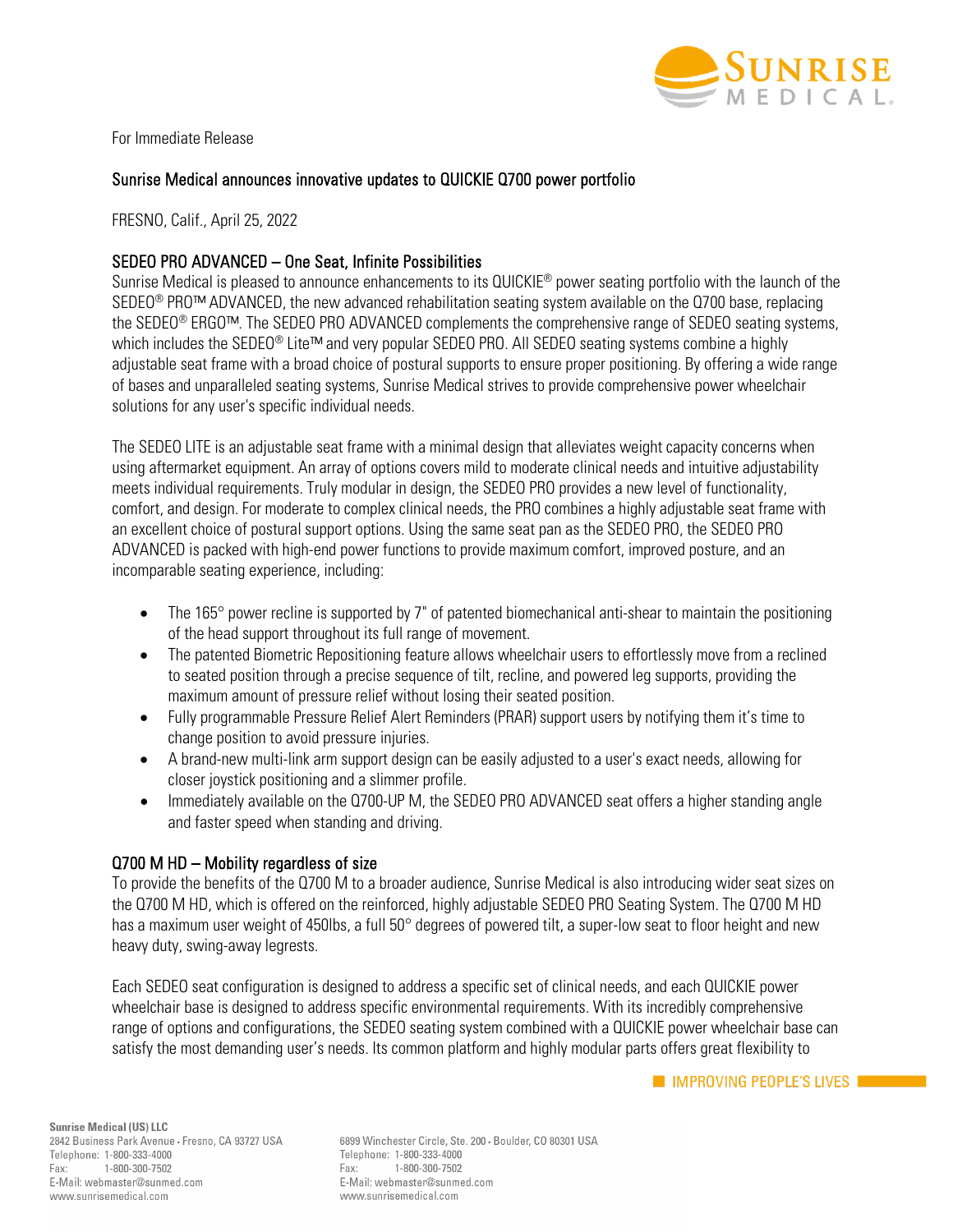For Immediate Release

## Sunrise Medical announces innovative updates to QUICKIE Q700 power portfolio

FRESNO, Calif., April 25, 2022

### SEDEO PRO ADVANCED – One Seat, Infinite Possibilities

Sunrise Medical is pleased to announce enhancements to its QUICKIE® power seating portfolio with the launch of the SEDEO® PRO™ ADVANCED, the new advanced rehabilitation seating system available on the Q700 base, replacing the SEDEO® ERGO™. The SEDEO PRO ADVANCED complements the comprehensive range of SEDEO seating systems, which includes the SEDEO® Lite™ and very popular SEDEO PRO. All SEDEO seating systems combine a highly adjustable seat frame with a broad choice of postural supports to ensure proper positioning. By offering a wide range of bases and unparalleled seating systems, Sunrise Medical strives to provide comprehensive power wheelchair solutions for any user's specific individual needs.

The SEDEO LITE is an adjustable seat frame with a minimal design that alleviates weight capacity concerns when using aftermarket equipment. An array of options covers mild to moderate clinical needs and intuitive adjustability meets individual requirements. Truly modular in design, the SEDEO PRO provides a new level of functionality, comfort, and design. For moderate to complex clinical needs, the PRO combines a highly adjustable seat frame with an excellent choice of postural support options. Using the same seat pan as the SEDEO PRO, the SEDEO PRO ADVANCED is packed with high-end power functions to provide maximum comfort, improved posture, and an incomparable seating experience, including:

- The 165° power recline is supported by 7" of patented biomechanical anti-shear to maintain the positioning of the head support throughout its full range of movement.
- The patented Biometric Repositioning feature allows wheelchair users to effortlessly move from a reclined to seated position through a precise sequence of tilt, recline, and powered leg supports, providing the maximum amount of pressure relief without losing their seated position.
- Fully programmable Pressure Relief Alert Reminders (PRAR) support users by notifying them it's time to change position to avoid pressure injuries.
- A brand-new multi-link arm support design can be easily adjusted to a user's exact needs, allowing for closer joystick positioning and a slimmer profile.
- Immediately available on the Q700-UP M, the SEDEO PRO ADVANCED seat offers a higher standing angle and faster speed when standing and driving.

### Q700 M HD – Mobility regardless of size

To provide the benefits of the Q700 M to a broader audience, Sunrise Medical is also introducing wider seat sizes on the Q700 M HD, which is offered on the reinforced, highly adjustable SEDEO PRO Seating System. The Q700 M HD has a maximum user weight of 450lbs, a full 50° degrees of powered tilt, a super-low seat to floor height and new heavy duty, swing-away legrests.

Each SEDEO seat configuration is designed to address a specific set of clinical needs, and each QUICKIE power wheelchair base is designed to address specific environmental requirements. With its incredibly comprehensive range of options and configurations, the SEDEO seating system combined with a QUICKIE power wheelchair base can satisfy the most demanding user's needs. Its common platform and highly modular parts offers great flexibility to

IMPROVING PEOPLE'S LIVES

**Sunrise Medical (US) LLC**
2842 Business Park Avenue • Fresno, CA 93727 USA
Telephone: 1-800-333-4000
Fax: 1-800-300-7502
E-Mail: webmaster@sunmed.com
www.sunrisemedical.com

6899 Winchester Circle, Ste. 200 • Boulder, CO 80301 USA
Telephone: 1-800-333-4000
Fax: 1-800-300-7502
E-Mail: webmaster@sunmed.com
www.sunrisemedical.com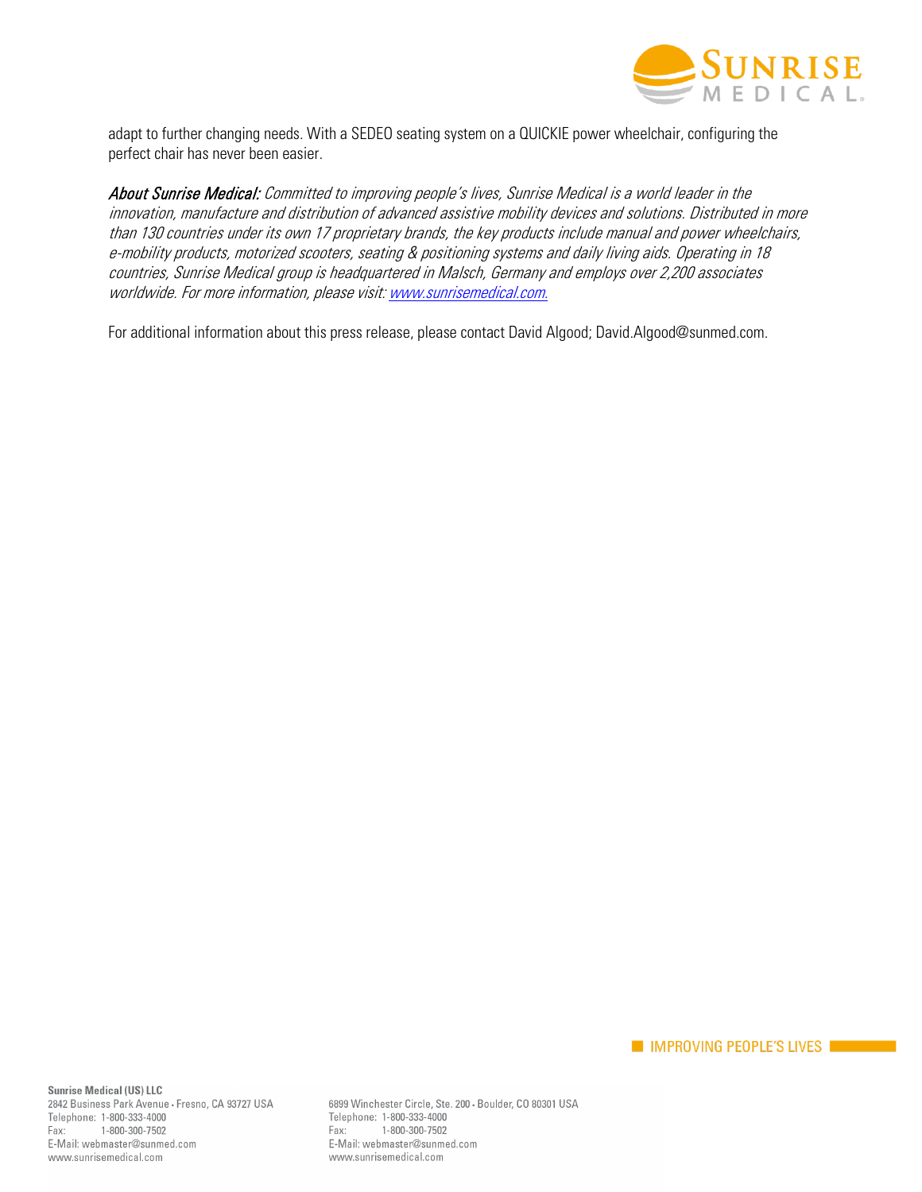adapt to further changing needs. With a SEDEO seating system on a QUICKIE power wheelchair, configuring the perfect chair has never been easier.

***About Sunrise Medical:*** *Committed to improving people's lives, Sunrise Medical is a world leader in the innovation, manufacture and distribution of advanced assistive mobility devices and solutions. Distributed in more than 130 countries under its own 17 proprietary brands, the key products include manual and power wheelchairs, e-mobility products, motorized scooters, seating & positioning systems and daily living aids. Operating in 18 countries, Sunrise Medical group is headquartered in Malsch, Germany and employs over 2,200 associates worldwide. For more information, please visit: [www.sunrisemedical.com.](http://www.sunrisemedical.com)*

For additional information about this press release, please contact David Algood; David.Algood@sunmed.com.